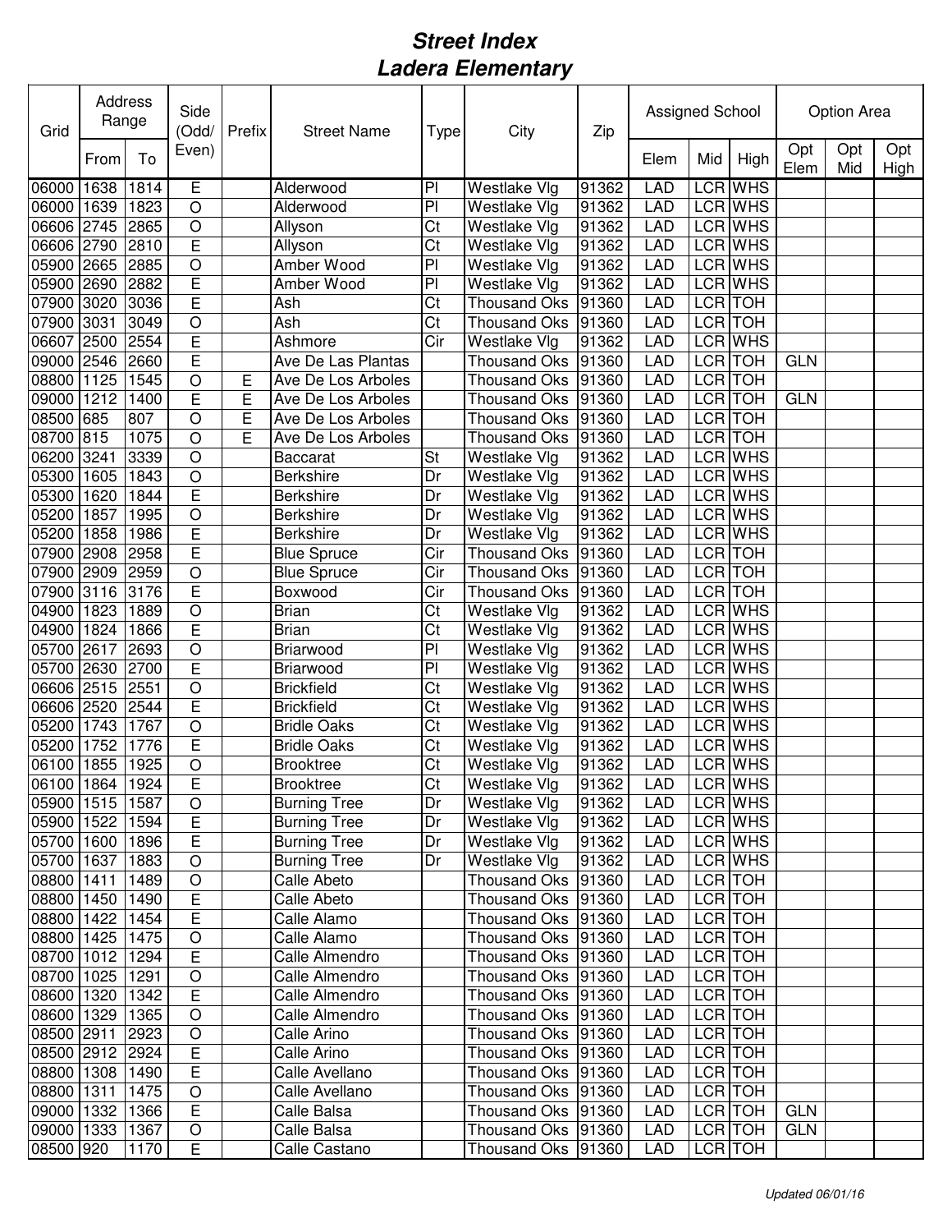# *Street Index*
# *Ladera Elementary*

| Grid | Address Range | | Side (Odd/ Even) | Prefix | Street Name | Type | City | Zip | Assigned School | | | Option Area | | |
|---|---|---|---|---|---|---|---|---|---|---|---|---|---|---|
| | From | To | | | | | | | Elem | Mid | High | Opt Elem | Opt Mid | Opt High |
| 06000 | 1638 | 1814 | E | | Alderwood | Pl | Westlake Vlg | 91362 | LAD | LCR | WHS | | | |
| 06000 | 1639 | 1823 | O | | Alderwood | Pl | Westlake Vlg | 91362 | LAD | LCR | WHS | | | |
| 06606 | 2745 | 2865 | O | | Allyson | Ct | Westlake Vlg | 91362 | LAD | LCR | WHS | | | |
| 06606 | 2790 | 2810 | E | | Allyson | Ct | Westlake Vlg | 91362 | LAD | LCR | WHS | | | |
| 05900 | 2665 | 2885 | O | | Amber Wood | Pl | Westlake Vlg | 91362 | LAD | LCR | WHS | | | |
| 05900 | 2690 | 2882 | E | | Amber Wood | Pl | Westlake Vlg | 91362 | LAD | LCR | WHS | | | |
| 07900 | 3020 | 3036 | E | | Ash | Ct | Thousand Oks | 91360 | LAD | LCR | TOH | | | |
| 07900 | 3031 | 3049 | O | | Ash | Ct | Thousand Oks | 91360 | LAD | LCR | TOH | | | |
| 06607 | 2500 | 2554 | E | | Ashmore | Cir | Westlake Vlg | 91362 | LAD | LCR | WHS | | | |
| 09000 | 2546 | 2660 | E | | Ave De Las Plantas | | Thousand Oks | 91360 | LAD | LCR | TOH | GLN | | |
| 08800 | 1125 | 1545 | O | E | Ave De Los Arboles | | Thousand Oks | 91360 | LAD | LCR | TOH | | | |
| 09000 | 1212 | 1400 | E | E | Ave De Los Arboles | | Thousand Oks | 91360 | LAD | LCR | TOH | GLN | | |
| 08500 | 685 | 807 | O | E | Ave De Los Arboles | | Thousand Oks | 91360 | LAD | LCR | TOH | | | |
| 08700 | 815 | 1075 | O | E | Ave De Los Arboles | | Thousand Oks | 91360 | LAD | LCR | TOH | | | |
| 06200 | 3241 | 3339 | O | | Baccarat | St | Westlake Vlg | 91362 | LAD | LCR | WHS | | | |
| 05300 | 1605 | 1843 | O | | Berkshire | Dr | Westlake Vlg | 91362 | LAD | LCR | WHS | | | |
| 05300 | 1620 | 1844 | E | | Berkshire | Dr | Westlake Vlg | 91362 | LAD | LCR | WHS | | | |
| 05200 | 1857 | 1995 | O | | Berkshire | Dr | Westlake Vlg | 91362 | LAD | LCR | WHS | | | |
| 05200 | 1858 | 1986 | E | | Berkshire | Dr | Westlake Vlg | 91362 | LAD | LCR | WHS | | | |
| 07900 | 2908 | 2958 | E | | Blue Spruce | Cir | Thousand Oks | 91360 | LAD | LCR | TOH | | | |
| 07900 | 2909 | 2959 | O | | Blue Spruce | Cir | Thousand Oks | 91360 | LAD | LCR | TOH | | | |
| 07900 | 3116 | 3176 | E | | Boxwood | Cir | Thousand Oks | 91360 | LAD | LCR | TOH | | | |
| 04900 | 1823 | 1889 | O | | Brian | Ct | Westlake Vlg | 91362 | LAD | LCR | WHS | | | |
| 04900 | 1824 | 1866 | E | | Brian | Ct | Westlake Vlg | 91362 | LAD | LCR | WHS | | | |
| 05700 | 2617 | 2693 | O | | Briarwood | Pl | Westlake Vlg | 91362 | LAD | LCR | WHS | | | |
| 05700 | 2630 | 2700 | E | | Briarwood | Pl | Westlake Vlg | 91362 | LAD | LCR | WHS | | | |
| 06606 | 2515 | 2551 | O | | Brickfield | Ct | Westlake Vlg | 91362 | LAD | LCR | WHS | | | |
| 06606 | 2520 | 2544 | E | | Brickfield | Ct | Westlake Vlg | 91362 | LAD | LCR | WHS | | | |
| 05200 | 1743 | 1767 | O | | Bridle Oaks | Ct | Westlake Vlg | 91362 | LAD | LCR | WHS | | | |
| 05200 | 1752 | 1776 | E | | Bridle Oaks | Ct | Westlake Vlg | 91362 | LAD | LCR | WHS | | | |
| 06100 | 1855 | 1925 | O | | Brooktree | Ct | Westlake Vlg | 91362 | LAD | LCR | WHS | | | |
| 06100 | 1864 | 1924 | E | | Brooktree | Ct | Westlake Vlg | 91362 | LAD | LCR | WHS | | | |
| 05900 | 1515 | 1587 | O | | Burning Tree | Dr | Westlake Vlg | 91362 | LAD | LCR | WHS | | | |
| 05900 | 1522 | 1594 | E | | Burning Tree | Dr | Westlake Vlg | 91362 | LAD | LCR | WHS | | | |
| 05700 | 1600 | 1896 | E | | Burning Tree | Dr | Westlake Vlg | 91362 | LAD | LCR | WHS | | | |
| 05700 | 1637 | 1883 | O | | Burning Tree | Dr | Westlake Vlg | 91362 | LAD | LCR | WHS | | | |
| 08800 | 1411 | 1489 | O | | Calle Abeto | | Thousand Oks | 91360 | LAD | LCR | TOH | | | |
| 08800 | 1450 | 1490 | E | | Calle Abeto | | Thousand Oks | 91360 | LAD | LCR | TOH | | | |
| 08800 | 1422 | 1454 | E | | Calle Alamo | | Thousand Oks | 91360 | LAD | LCR | TOH | | | |
| 08800 | 1425 | 1475 | O | | Calle Alamo | | Thousand Oks | 91360 | LAD | LCR | TOH | | | |
| 08700 | 1012 | 1294 | E | | Calle Almendro | | Thousand Oks | 91360 | LAD | LCR | TOH | | | |
| 08700 | 1025 | 1291 | O | | Calle Almendro | | Thousand Oks | 91360 | LAD | LCR | TOH | | | |
| 08600 | 1320 | 1342 | E | | Calle Almendro | | Thousand Oks | 91360 | LAD | LCR | TOH | | | |
| 08600 | 1329 | 1365 | O | | Calle Almendro | | Thousand Oks | 91360 | LAD | LCR | TOH | | | |
| 08500 | 2911 | 2923 | O | | Calle Arino | | Thousand Oks | 91360 | LAD | LCR | TOH | | | |
| 08500 | 2912 | 2924 | E | | Calle Arino | | Thousand Oks | 91360 | LAD | LCR | TOH | | | |
| 08800 | 1308 | 1490 | E | | Calle Avellano | | Thousand Oks | 91360 | LAD | LCR | TOH | | | |
| 08800 | 1311 | 1475 | O | | Calle Avellano | | Thousand Oks | 91360 | LAD | LCR | TOH | | | |
| 09000 | 1332 | 1366 | E | | Calle Balsa | | Thousand Oks | 91360 | LAD | LCR | TOH | GLN | | |
| 09000 | 1333 | 1367 | O | | Calle Balsa | | Thousand Oks | 91360 | LAD | LCR | TOH | GLN | | |
| 08500 | 920 | 1170 | E | | Calle Castano | | Thousand Oks | 91360 | LAD | LCR | TOH | | | |

*Updated 06/01/16*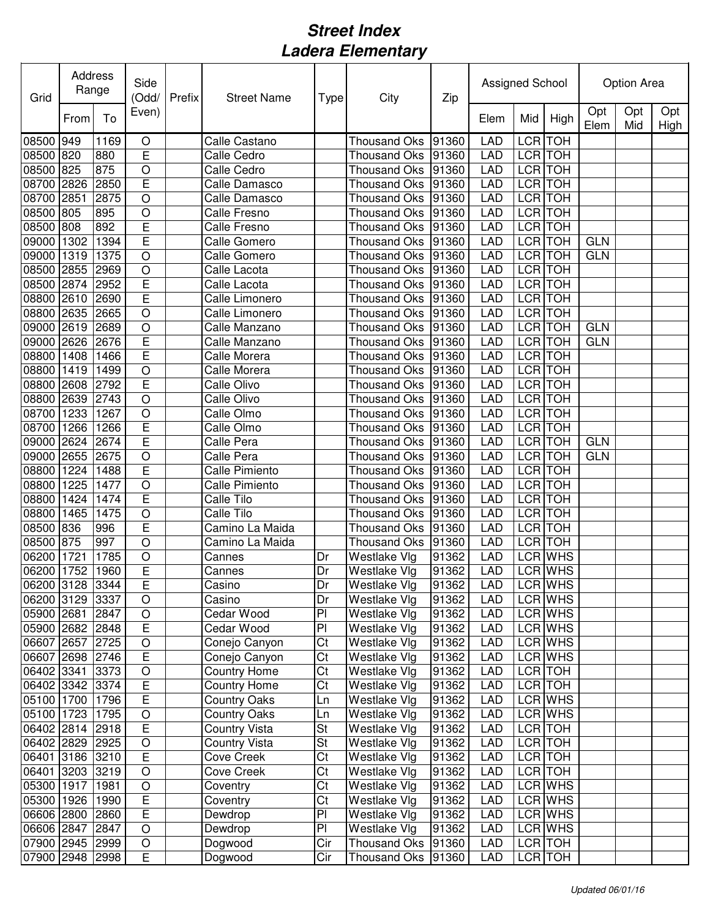# Street Index
# Ladera Elementary

| Grid | Address Range | | Side (Odd/ Even) | Prefix | Street Name | Type | City | Zip | Assigned School | | | Option Area | | |
|---|---|---|---|---|---|---|---|---|---|---|---|---|---|---|
| | From | To | | | | | | | Elem | Mid | High | Opt Elem | Opt Mid | Opt High |
| 08500 | 949 | 1169 | O | | Calle Castano | | Thousand Oks | 91360 | LAD | LCR | TOH | | | |
| 08500 | 820 | 880 | E | | Calle Cedro | | Thousand Oks | 91360 | LAD | LCR | TOH | | | |
| 08500 | 825 | 875 | O | | Calle Cedro | | Thousand Oks | 91360 | LAD | LCR | TOH | | | |
| 08700 | 2826 | 2850 | E | | Calle Damasco | | Thousand Oks | 91360 | LAD | LCR | TOH | | | |
| 08700 | 2851 | 2875 | O | | Calle Damasco | | Thousand Oks | 91360 | LAD | LCR | TOH | | | |
| 08500 | 805 | 895 | O | | Calle Fresno | | Thousand Oks | 91360 | LAD | LCR | TOH | | | |
| 08500 | 808 | 892 | E | | Calle Fresno | | Thousand Oks | 91360 | LAD | LCR | TOH | | | |
| 09000 | 1302 | 1394 | E | | Calle Gomero | | Thousand Oks | 91360 | LAD | LCR | TOH | GLN | | |
| 09000 | 1319 | 1375 | O | | Calle Gomero | | Thousand Oks | 91360 | LAD | LCR | TOH | GLN | | |
| 08500 | 2855 | 2969 | O | | Calle Lacota | | Thousand Oks | 91360 | LAD | LCR | TOH | | | |
| 08500 | 2874 | 2952 | E | | Calle Lacota | | Thousand Oks | 91360 | LAD | LCR | TOH | | | |
| 08800 | 2610 | 2690 | E | | Calle Limonero | | Thousand Oks | 91360 | LAD | LCR | TOH | | | |
| 08800 | 2635 | 2665 | O | | Calle Limonero | | Thousand Oks | 91360 | LAD | LCR | TOH | | | |
| 09000 | 2619 | 2689 | O | | Calle Manzano | | Thousand Oks | 91360 | LAD | LCR | TOH | GLN | | |
| 09000 | 2626 | 2676 | E | | Calle Manzano | | Thousand Oks | 91360 | LAD | LCR | TOH | GLN | | |
| 08800 | 1408 | 1466 | E | | Calle Morera | | Thousand Oks | 91360 | LAD | LCR | TOH | | | |
| 08800 | 1419 | 1499 | O | | Calle Morera | | Thousand Oks | 91360 | LAD | LCR | TOH | | | |
| 08800 | 2608 | 2792 | E | | Calle Olivo | | Thousand Oks | 91360 | LAD | LCR | TOH | | | |
| 08800 | 2639 | 2743 | O | | Calle Olivo | | Thousand Oks | 91360 | LAD | LCR | TOH | | | |
| 08700 | 1233 | 1267 | O | | Calle Olmo | | Thousand Oks | 91360 | LAD | LCR | TOH | | | |
| 08700 | 1266 | 1266 | E | | Calle Olmo | | Thousand Oks | 91360 | LAD | LCR | TOH | | | |
| 09000 | 2624 | 2674 | E | | Calle Pera | | Thousand Oks | 91360 | LAD | LCR | TOH | GLN | | |
| 09000 | 2655 | 2675 | O | | Calle Pera | | Thousand Oks | 91360 | LAD | LCR | TOH | GLN | | |
| 08800 | 1224 | 1488 | E | | Calle Pimiento | | Thousand Oks | 91360 | LAD | LCR | TOH | | | |
| 08800 | 1225 | 1477 | O | | Calle Pimiento | | Thousand Oks | 91360 | LAD | LCR | TOH | | | |
| 08800 | 1424 | 1474 | E | | Calle Tilo | | Thousand Oks | 91360 | LAD | LCR | TOH | | | |
| 08800 | 1465 | 1475 | O | | Calle Tilo | | Thousand Oks | 91360 | LAD | LCR | TOH | | | |
| 08500 | 836 | 996 | E | | Camino La Maida | | Thousand Oks | 91360 | LAD | LCR | TOH | | | |
| 08500 | 875 | 997 | O | | Camino La Maida | | Thousand Oks | 91360 | LAD | LCR | TOH | | | |
| 06200 | 1721 | 1785 | O | | Cannes | Dr | Westlake Vlg | 91362 | LAD | LCR | WHS | | | |
| 06200 | 1752 | 1960 | E | | Cannes | Dr | Westlake Vlg | 91362 | LAD | LCR | WHS | | | |
| 06200 | 3128 | 3344 | E | | Casino | Dr | Westlake Vlg | 91362 | LAD | LCR | WHS | | | |
| 06200 | 3129 | 3337 | O | | Casino | Dr | Westlake Vlg | 91362 | LAD | LCR | WHS | | | |
| 05900 | 2681 | 2847 | O | | Cedar Wood | Pl | Westlake Vlg | 91362 | LAD | LCR | WHS | | | |
| 05900 | 2682 | 2848 | E | | Cedar Wood | Pl | Westlake Vlg | 91362 | LAD | LCR | WHS | | | |
| 06607 | 2657 | 2725 | O | | Conejo Canyon | Ct | Westlake Vlg | 91362 | LAD | LCR | WHS | | | |
| 06607 | 2698 | 2746 | E | | Conejo Canyon | Ct | Westlake Vlg | 91362 | LAD | LCR | WHS | | | |
| 06402 | 3341 | 3373 | O | | Country Home | Ct | Westlake Vlg | 91362 | LAD | LCR | TOH | | | |
| 06402 | 3342 | 3374 | E | | Country Home | Ct | Westlake Vlg | 91362 | LAD | LCR | TOH | | | |
| 05100 | 1700 | 1796 | E | | Country Oaks | Ln | Westlake Vlg | 91362 | LAD | LCR | WHS | | | |
| 05100 | 1723 | 1795 | O | | Country Oaks | Ln | Westlake Vlg | 91362 | LAD | LCR | WHS | | | |
| 06402 | 2814 | 2918 | E | | Country Vista | St | Westlake Vlg | 91362 | LAD | LCR | TOH | | | |
| 06402 | 2829 | 2925 | O | | Country Vista | St | Westlake Vlg | 91362 | LAD | LCR | TOH | | | |
| 06401 | 3186 | 3210 | E | | Cove Creek | Ct | Westlake Vlg | 91362 | LAD | LCR | TOH | | | |
| 06401 | 3203 | 3219 | O | | Cove Creek | Ct | Westlake Vlg | 91362 | LAD | LCR | TOH | | | |
| 05300 | 1917 | 1981 | O | | Coventry | Ct | Westlake Vlg | 91362 | LAD | LCR | WHS | | | |
| 05300 | 1926 | 1990 | E | | Coventry | Ct | Westlake Vlg | 91362 | LAD | LCR | WHS | | | |
| 06606 | 2800 | 2860 | E | | Dewdrop | Pl | Westlake Vlg | 91362 | LAD | LCR | WHS | | | |
| 06606 | 2847 | 2847 | O | | Dewdrop | Pl | Westlake Vlg | 91362 | LAD | LCR | WHS | | | |
| 07900 | 2945 | 2999 | O | | Dogwood | Cir | Thousand Oks | 91360 | LAD | LCR | TOH | | | |
| 07900 | 2948 | 2998 | E | | Dogwood | Cir | Thousand Oks | 91360 | LAD | LCR | TOH | | | |

*Updated 06/01/16*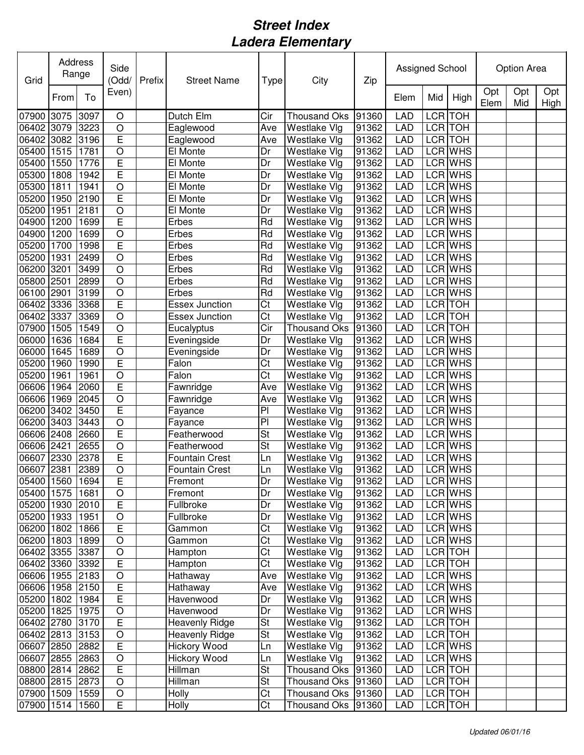# *Street Index*
# *Ladera Elementary*

| Grid | Address Range | | Side (Odd/ Even) | Prefix | Street Name | Type | City | Zip | Assigned School | | | Option Area | | |
|---|---|---|---|---|---|---|---|---|---|---|---|---|---|---|
| | From | To | | | | | | | Elem | Mid | High | Opt Elem | Opt Mid | Opt High |
| 07900 | 3075 | 3097 | O | | Dutch Elm | Cir | Thousand Oks | 91360 | LAD | LCR | TOH | | | |
| 06402 | 3079 | 3223 | O | | Eaglewood | Ave | Westlake Vlg | 91362 | LAD | LCR | TOH | | | |
| 06402 | 3082 | 3196 | E | | Eaglewood | Ave | Westlake Vlg | 91362 | LAD | LCR | TOH | | | |
| 05400 | 1515 | 1781 | O | | El Monte | Dr | Westlake Vlg | 91362 | LAD | LCR | WHS | | | |
| 05400 | 1550 | 1776 | E | | El Monte | Dr | Westlake Vlg | 91362 | LAD | LCR | WHS | | | |
| 05300 | 1808 | 1942 | E | | El Monte | Dr | Westlake Vlg | 91362 | LAD | LCR | WHS | | | |
| 05300 | 1811 | 1941 | O | | El Monte | Dr | Westlake Vlg | 91362 | LAD | LCR | WHS | | | |
| 05200 | 1950 | 2190 | E | | El Monte | Dr | Westlake Vlg | 91362 | LAD | LCR | WHS | | | |
| 05200 | 1951 | 2181 | O | | El Monte | Dr | Westlake Vlg | 91362 | LAD | LCR | WHS | | | |
| 04900 | 1200 | 1699 | E | | Erbes | Rd | Westlake Vlg | 91362 | LAD | LCR | WHS | | | |
| 04900 | 1200 | 1699 | O | | Erbes | Rd | Westlake Vlg | 91362 | LAD | LCR | WHS | | | |
| 05200 | 1700 | 1998 | E | | Erbes | Rd | Westlake Vlg | 91362 | LAD | LCR | WHS | | | |
| 05200 | 1931 | 2499 | O | | Erbes | Rd | Westlake Vlg | 91362 | LAD | LCR | WHS | | | |
| 06200 | 3201 | 3499 | O | | Erbes | Rd | Westlake Vlg | 91362 | LAD | LCR | WHS | | | |
| 05800 | 2501 | 2899 | O | | Erbes | Rd | Westlake Vlg | 91362 | LAD | LCR | WHS | | | |
| 06100 | 2901 | 3199 | O | | Erbes | Rd | Westlake Vlg | 91362 | LAD | LCR | WHS | | | |
| 06402 | 3336 | 3368 | E | | Essex Junction | Ct | Westlake Vlg | 91362 | LAD | LCR | TOH | | | |
| 06402 | 3337 | 3369 | O | | Essex Junction | Ct | Westlake Vlg | 91362 | LAD | LCR | TOH | | | |
| 07900 | 1505 | 1549 | O | | Eucalyptus | Cir | Thousand Oks | 91360 | LAD | LCR | TOH | | | |
| 06000 | 1636 | 1684 | E | | Eveningside | Dr | Westlake Vlg | 91362 | LAD | LCR | WHS | | | |
| 06000 | 1645 | 1689 | O | | Eveningside | Dr | Westlake Vlg | 91362 | LAD | LCR | WHS | | | |
| 05200 | 1960 | 1990 | E | | Falon | Ct | Westlake Vlg | 91362 | LAD | LCR | WHS | | | |
| 05200 | 1961 | 1961 | O | | Falon | Ct | Westlake Vlg | 91362 | LAD | LCR | WHS | | | |
| 06606 | 1964 | 2060 | E | | Fawnridge | Ave | Westlake Vlg | 91362 | LAD | LCR | WHS | | | |
| 06606 | 1969 | 2045 | O | | Fawnridge | Ave | Westlake Vlg | 91362 | LAD | LCR | WHS | | | |
| 06200 | 3402 | 3450 | E | | Fayance | Pl | Westlake Vlg | 91362 | LAD | LCR | WHS | | | |
| 06200 | 3403 | 3443 | O | | Fayance | Pl | Westlake Vlg | 91362 | LAD | LCR | WHS | | | |
| 06606 | 2408 | 2660 | E | | Featherwood | St | Westlake Vlg | 91362 | LAD | LCR | WHS | | | |
| 06606 | 2421 | 2655 | O | | Featherwood | St | Westlake Vlg | 91362 | LAD | LCR | WHS | | | |
| 06607 | 2330 | 2378 | E | | Fountain Crest | Ln | Westlake Vlg | 91362 | LAD | LCR | WHS | | | |
| 06607 | 2381 | 2389 | O | | Fountain Crest | Ln | Westlake Vlg | 91362 | LAD | LCR | WHS | | | |
| 05400 | 1560 | 1694 | E | | Fremont | Dr | Westlake Vlg | 91362 | LAD | LCR | WHS | | | |
| 05400 | 1575 | 1681 | O | | Fremont | Dr | Westlake Vlg | 91362 | LAD | LCR | WHS | | | |
| 05200 | 1930 | 2010 | E | | Fullbroke | Dr | Westlake Vlg | 91362 | LAD | LCR | WHS | | | |
| 05200 | 1933 | 1951 | O | | Fullbroke | Dr | Westlake Vlg | 91362 | LAD | LCR | WHS | | | |
| 06200 | 1802 | 1866 | E | | Gammon | Ct | Westlake Vlg | 91362 | LAD | LCR | WHS | | | |
| 06200 | 1803 | 1899 | O | | Gammon | Ct | Westlake Vlg | 91362 | LAD | LCR | WHS | | | |
| 06402 | 3355 | 3387 | O | | Hampton | Ct | Westlake Vlg | 91362 | LAD | LCR | TOH | | | |
| 06402 | 3360 | 3392 | E | | Hampton | Ct | Westlake Vlg | 91362 | LAD | LCR | TOH | | | |
| 06606 | 1955 | 2183 | O | | Hathaway | Ave | Westlake Vlg | 91362 | LAD | LCR | WHS | | | |
| 06606 | 1958 | 2150 | E | | Hathaway | Ave | Westlake Vlg | 91362 | LAD | LCR | WHS | | | |
| 05200 | 1802 | 1984 | E | | Havenwood | Dr | Westlake Vlg | 91362 | LAD | LCR | WHS | | | |
| 05200 | 1825 | 1975 | O | | Havenwood | Dr | Westlake Vlg | 91362 | LAD | LCR | WHS | | | |
| 06402 | 2780 | 3170 | E | | Heavenly Ridge | St | Westlake Vlg | 91362 | LAD | LCR | TOH | | | |
| 06402 | 2813 | 3153 | O | | Heavenly Ridge | St | Westlake Vlg | 91362 | LAD | LCR | TOH | | | |
| 06607 | 2850 | 2882 | E | | Hickory Wood | Ln | Westlake Vlg | 91362 | LAD | LCR | WHS | | | |
| 06607 | 2855 | 2863 | O | | Hickory Wood | Ln | Westlake Vlg | 91362 | LAD | LCR | WHS | | | |
| 08800 | 2814 | 2862 | E | | Hillman | St | Thousand Oks | 91360 | LAD | LCR | TOH | | | |
| 08800 | 2815 | 2873 | O | | Hillman | St | Thousand Oks | 91360 | LAD | LCR | TOH | | | |
| 07900 | 1509 | 1559 | O | | Holly | Ct | Thousand Oks | 91360 | LAD | LCR | TOH | | | |
| 07900 | 1514 | 1560 | E | | Holly | Ct | Thousand Oks | 91360 | LAD | LCR | TOH | | | |

*Updated 06/01/16*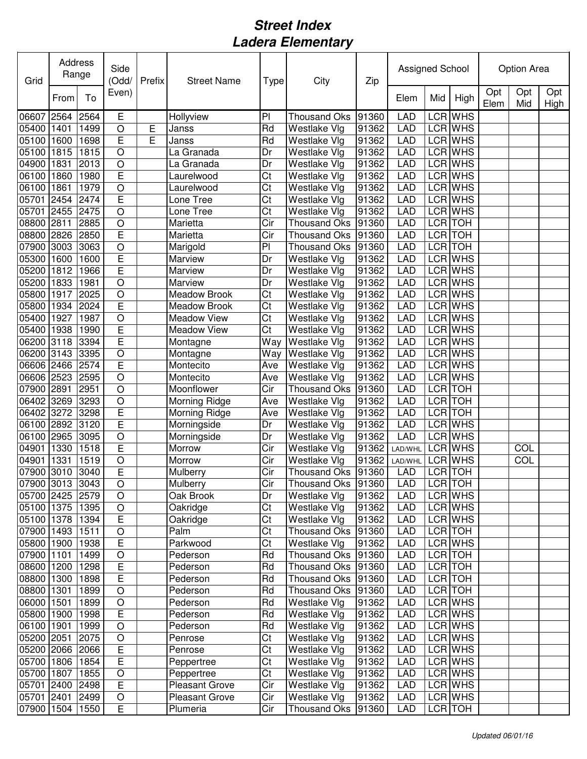# *Street Index*
# *Ladera Elementary*

| Grid | Address Range | | Side (Odd/ Even) | Prefix | Street Name | Type | City | Zip | Assigned School | | | Option Area | | |
|---|---|---|---|---|---|---|---|---|---|---|---|---|---|---|
| | From | To | | | | | | | Elem | Mid | High | Opt Elem | Opt Mid | Opt High |
| 06607 | 2564 | 2564 | E | | Hollyview | Pl | Thousand Oks | 91360 | LAD | LCR | WHS | | | |
| 05400 | 1401 | 1499 | O | E | Janss | Rd | Westlake Vlg | 91362 | LAD | LCR | WHS | | | |
| 05100 | 1600 | 1698 | E | E | Janss | Rd | Westlake Vlg | 91362 | LAD | LCR | WHS | | | |
| 05100 | 1815 | 1815 | O | | La Granada | Dr | Westlake Vlg | 91362 | LAD | LCR | WHS | | | |
| 04900 | 1831 | 2013 | O | | La Granada | Dr | Westlake Vlg | 91362 | LAD | LCR | WHS | | | |
| 06100 | 1860 | 1980 | E | | Laurelwood | Ct | Westlake Vlg | 91362 | LAD | LCR | WHS | | | |
| 06100 | 1861 | 1979 | O | | Laurelwood | Ct | Westlake Vlg | 91362 | LAD | LCR | WHS | | | |
| 05701 | 2454 | 2474 | E | | Lone Tree | Ct | Westlake Vlg | 91362 | LAD | LCR | WHS | | | |
| 05701 | 2455 | 2475 | O | | Lone Tree | Ct | Westlake Vlg | 91362 | LAD | LCR | WHS | | | |
| 08800 | 2811 | 2885 | O | | Marietta | Cir | Thousand Oks | 91360 | LAD | LCR | TOH | | | |
| 08800 | 2826 | 2850 | E | | Marietta | Cir | Thousand Oks | 91360 | LAD | LCR | TOH | | | |
| 07900 | 3003 | 3063 | O | | Marigold | Pl | Thousand Oks | 91360 | LAD | LCR | TOH | | | |
| 05300 | 1600 | 1600 | E | | Marview | Dr | Westlake Vlg | 91362 | LAD | LCR | WHS | | | |
| 05200 | 1812 | 1966 | E | | Marview | Dr | Westlake Vlg | 91362 | LAD | LCR | WHS | | | |
| 05200 | 1833 | 1981 | O | | Marview | Dr | Westlake Vlg | 91362 | LAD | LCR | WHS | | | |
| 05800 | 1917 | 2025 | O | | Meadow Brook | Ct | Westlake Vlg | 91362 | LAD | LCR | WHS | | | |
| 05800 | 1934 | 2024 | E | | Meadow Brook | Ct | Westlake Vlg | 91362 | LAD | LCR | WHS | | | |
| 05400 | 1927 | 1987 | O | | Meadow View | Ct | Westlake Vlg | 91362 | LAD | LCR | WHS | | | |
| 05400 | 1938 | 1990 | E | | Meadow View | Ct | Westlake Vlg | 91362 | LAD | LCR | WHS | | | |
| 06200 | 3118 | 3394 | E | | Montagne | Way | Westlake Vlg | 91362 | LAD | LCR | WHS | | | |
| 06200 | 3143 | 3395 | O | | Montagne | Way | Westlake Vlg | 91362 | LAD | LCR | WHS | | | |
| 06606 | 2466 | 2574 | E | | Montecito | Ave | Westlake Vlg | 91362 | LAD | LCR | WHS | | | |
| 06606 | 2523 | 2595 | O | | Montecito | Ave | Westlake Vlg | 91362 | LAD | LCR | WHS | | | |
| 07900 | 2891 | 2951 | O | | Moonflower | Cir | Thousand Oks | 91360 | LAD | LCR | TOH | | | |
| 06402 | 3269 | 3293 | O | | Morning Ridge | Ave | Westlake Vlg | 91362 | LAD | LCR | TOH | | | |
| 06402 | 3272 | 3298 | E | | Morning Ridge | Ave | Westlake Vlg | 91362 | LAD | LCR | TOH | | | |
| 06100 | 2892 | 3120 | E | | Morningside | Dr | Westlake Vlg | 91362 | LAD | LCR | WHS | | | |
| 06100 | 2965 | 3095 | O | | Morningside | Dr | Westlake Vlg | 91362 | LAD | LCR | WHS | | | |
| 04901 | 1330 | 1518 | E | | Morrow | Cir | Westlake Vlg | 91362 | LAD/WHL | LCR | WHS | | COL | |
| 04901 | 1331 | 1519 | O | | Morrow | Cir | Westlake Vlg | 91362 | LAD/WHL | LCR | WHS | | COL | |
| 07900 | 3010 | 3040 | E | | Mulberry | Cir | Thousand Oks | 91360 | LAD | LCR | TOH | | | |
| 07900 | 3013 | 3043 | O | | Mulberry | Cir | Thousand Oks | 91360 | LAD | LCR | TOH | | | |
| 05700 | 2425 | 2579 | O | | Oak Brook | Dr | Westlake Vlg | 91362 | LAD | LCR | WHS | | | |
| 05100 | 1375 | 1395 | O | | Oakridge | Ct | Westlake Vlg | 91362 | LAD | LCR | WHS | | | |
| 05100 | 1378 | 1394 | E | | Oakridge | Ct | Westlake Vlg | 91362 | LAD | LCR | WHS | | | |
| 07900 | 1493 | 1511 | O | | Palm | Ct | Thousand Oks | 91360 | LAD | LCR | TOH | | | |
| 05800 | 1900 | 1938 | E | | Parkwood | Ct | Westlake Vlg | 91362 | LAD | LCR | WHS | | | |
| 07900 | 1101 | 1499 | O | | Pederson | Rd | Thousand Oks | 91360 | LAD | LCR | TOH | | | |
| 08600 | 1200 | 1298 | E | | Pederson | Rd | Thousand Oks | 91360 | LAD | LCR | TOH | | | |
| 08800 | 1300 | 1898 | E | | Pederson | Rd | Thousand Oks | 91360 | LAD | LCR | TOH | | | |
| 08800 | 1301 | 1899 | O | | Pederson | Rd | Thousand Oks | 91360 | LAD | LCR | TOH | | | |
| 06000 | 1501 | 1899 | O | | Pederson | Rd | Westlake Vlg | 91362 | LAD | LCR | WHS | | | |
| 05800 | 1900 | 1998 | E | | Pederson | Rd | Westlake Vlg | 91362 | LAD | LCR | WHS | | | |
| 06100 | 1901 | 1999 | O | | Pederson | Rd | Westlake Vlg | 91362 | LAD | LCR | WHS | | | |
| 05200 | 2051 | 2075 | O | | Penrose | Ct | Westlake Vlg | 91362 | LAD | LCR | WHS | | | |
| 05200 | 2066 | 2066 | E | | Penrose | Ct | Westlake Vlg | 91362 | LAD | LCR | WHS | | | |
| 05700 | 1806 | 1854 | E | | Peppertree | Ct | Westlake Vlg | 91362 | LAD | LCR | WHS | | | |
| 05700 | 1807 | 1855 | O | | Peppertree | Ct | Westlake Vlg | 91362 | LAD | LCR | WHS | | | |
| 05701 | 2400 | 2498 | E | | Pleasant Grove | Cir | Westlake Vlg | 91362 | LAD | LCR | WHS | | | |
| 05701 | 2401 | 2499 | O | | Pleasant Grove | Cir | Westlake Vlg | 91362 | LAD | LCR | WHS | | | |
| 07900 | 1504 | 1550 | E | | Plumeria | Cir | Thousand Oks | 91360 | LAD | LCR | TOH | | | |

*Updated 06/01/16*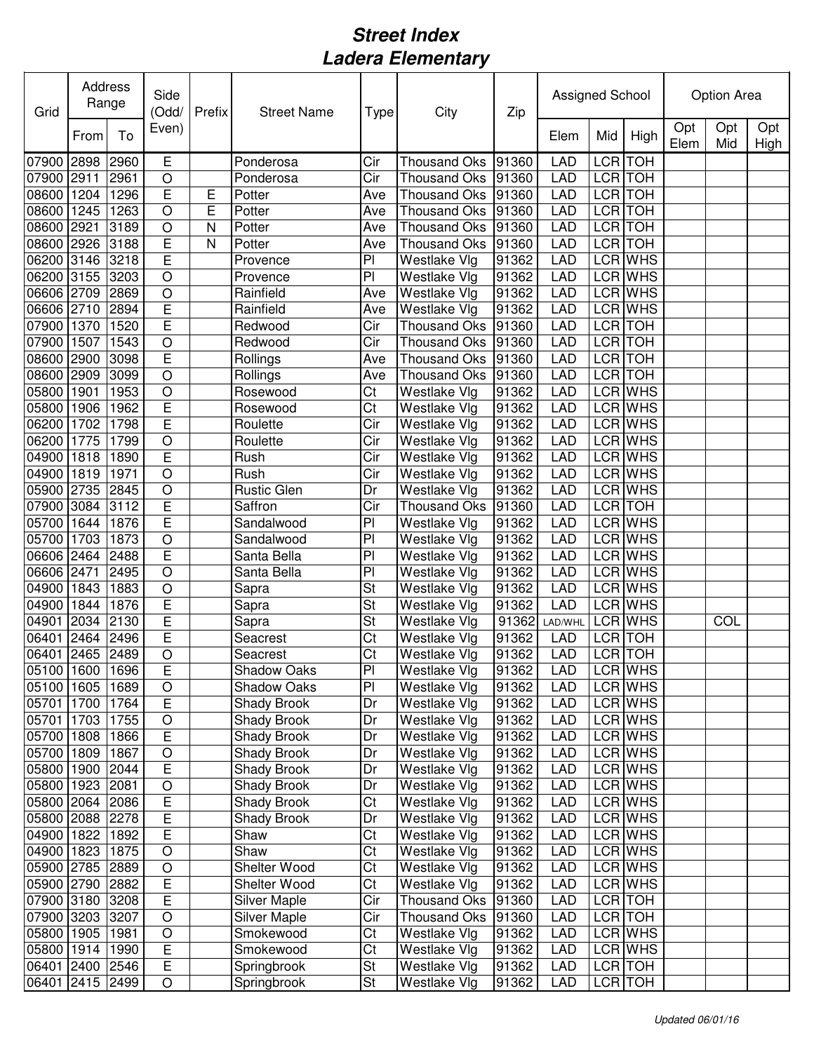# Street Index
# Ladera Elementary

| Grid | Address Range | | Side (Odd/ Even) | Prefix | Street Name | Type | City | Zip | Assigned School | | | Option Area | | |
|---|---|---|---|---|---|---|---|---|---|---|---|---|---|---|
| | From | To | | | | | | | Elem | Mid | High | Opt Elem | Opt Mid | Opt High |
| 07900 | 2898 | 2960 | E | | Ponderosa | Cir | Thousand Oks | 91360 | LAD | LCR | TOH | | | |
| 07900 | 2911 | 2961 | O | | Ponderosa | Cir | Thousand Oks | 91360 | LAD | LCR | TOH | | | |
| 08600 | 1204 | 1296 | E | E | Potter | Ave | Thousand Oks | 91360 | LAD | LCR | TOH | | | |
| 08600 | 1245 | 1263 | O | E | Potter | Ave | Thousand Oks | 91360 | LAD | LCR | TOH | | | |
| 08600 | 2921 | 3189 | O | N | Potter | Ave | Thousand Oks | 91360 | LAD | LCR | TOH | | | |
| 08600 | 2926 | 3188 | E | N | Potter | Ave | Thousand Oks | 91360 | LAD | LCR | TOH | | | |
| 06200 | 3146 | 3218 | E | | Provence | Pl | Westlake Vlg | 91362 | LAD | LCR | WHS | | | |
| 06200 | 3155 | 3203 | O | | Provence | Pl | Westlake Vlg | 91362 | LAD | LCR | WHS | | | |
| 06606 | 2709 | 2869 | O | | Rainfield | Ave | Westlake Vlg | 91362 | LAD | LCR | WHS | | | |
| 06606 | 2710 | 2894 | E | | Rainfield | Ave | Westlake Vlg | 91362 | LAD | LCR | WHS | | | |
| 07900 | 1370 | 1520 | E | | Redwood | Cir | Thousand Oks | 91360 | LAD | LCR | TOH | | | |
| 07900 | 1507 | 1543 | O | | Redwood | Cir | Thousand Oks | 91360 | LAD | LCR | TOH | | | |
| 08600 | 2900 | 3098 | E | | Rollings | Ave | Thousand Oks | 91360 | LAD | LCR | TOH | | | |
| 08600 | 2909 | 3099 | O | | Rollings | Ave | Thousand Oks | 91360 | LAD | LCR | TOH | | | |
| 05800 | 1901 | 1953 | O | | Rosewood | Ct | Westlake Vlg | 91362 | LAD | LCR | WHS | | | |
| 05800 | 1906 | 1962 | E | | Rosewood | Ct | Westlake Vlg | 91362 | LAD | LCR | WHS | | | |
| 06200 | 1702 | 1798 | E | | Roulette | Cir | Westlake Vlg | 91362 | LAD | LCR | WHS | | | |
| 06200 | 1775 | 1799 | O | | Roulette | Cir | Westlake Vlg | 91362 | LAD | LCR | WHS | | | |
| 04900 | 1818 | 1890 | E | | Rush | Cir | Westlake Vlg | 91362 | LAD | LCR | WHS | | | |
| 04900 | 1819 | 1971 | O | | Rush | Cir | Westlake Vlg | 91362 | LAD | LCR | WHS | | | |
| 05900 | 2735 | 2845 | O | | Rustic Glen | Dr | Westlake Vlg | 91362 | LAD | LCR | WHS | | | |
| 07900 | 3084 | 3112 | E | | Saffron | Cir | Thousand Oks | 91360 | LAD | LCR | TOH | | | |
| 05700 | 1644 | 1876 | E | | Sandalwood | Pl | Westlake Vlg | 91362 | LAD | LCR | WHS | | | |
| 05700 | 1703 | 1873 | O | | Sandalwood | Pl | Westlake Vlg | 91362 | LAD | LCR | WHS | | | |
| 06606 | 2464 | 2488 | E | | Santa Bella | Pl | Westlake Vlg | 91362 | LAD | LCR | WHS | | | |
| 06606 | 2471 | 2495 | O | | Santa Bella | Pl | Westlake Vlg | 91362 | LAD | LCR | WHS | | | |
| 04900 | 1843 | 1883 | O | | Sapra | St | Westlake Vlg | 91362 | LAD | LCR | WHS | | | |
| 04900 | 1844 | 1876 | E | | Sapra | St | Westlake Vlg | 91362 | LAD | LCR | WHS | | | |
| 04901 | 2034 | 2130 | E | | Sapra | St | Westlake Vlg | 91362 | LAD/WHL | LCR | WHS | | COL | |
| 06401 | 2464 | 2496 | E | | Seacrest | Ct | Westlake Vlg | 91362 | LAD | LCR | TOH | | | |
| 06401 | 2465 | 2489 | O | | Seacrest | Ct | Westlake Vlg | 91362 | LAD | LCR | TOH | | | |
| 05100 | 1600 | 1696 | E | | Shadow Oaks | Pl | Westlake Vlg | 91362 | LAD | LCR | WHS | | | |
| 05100 | 1605 | 1689 | O | | Shadow Oaks | Pl | Westlake Vlg | 91362 | LAD | LCR | WHS | | | |
| 05701 | 1700 | 1764 | E | | Shady Brook | Dr | Westlake Vlg | 91362 | LAD | LCR | WHS | | | |
| 05701 | 1703 | 1755 | O | | Shady Brook | Dr | Westlake Vlg | 91362 | LAD | LCR | WHS | | | |
| 05700 | 1808 | 1866 | E | | Shady Brook | Dr | Westlake Vlg | 91362 | LAD | LCR | WHS | | | |
| 05700 | 1809 | 1867 | O | | Shady Brook | Dr | Westlake Vlg | 91362 | LAD | LCR | WHS | | | |
| 05800 | 1900 | 2044 | E | | Shady Brook | Dr | Westlake Vlg | 91362 | LAD | LCR | WHS | | | |
| 05800 | 1923 | 2081 | O | | Shady Brook | Dr | Westlake Vlg | 91362 | LAD | LCR | WHS | | | |
| 05800 | 2064 | 2086 | E | | Shady Brook | Ct | Westlake Vlg | 91362 | LAD | LCR | WHS | | | |
| 05800 | 2088 | 2278 | E | | Shady Brook | Dr | Westlake Vlg | 91362 | LAD | LCR | WHS | | | |
| 04900 | 1822 | 1892 | E | | Shaw | Ct | Westlake Vlg | 91362 | LAD | LCR | WHS | | | |
| 04900 | 1823 | 1875 | O | | Shaw | Ct | Westlake Vlg | 91362 | LAD | LCR | WHS | | | |
| 05900 | 2785 | 2889 | O | | Shelter Wood | Ct | Westlake Vlg | 91362 | LAD | LCR | WHS | | | |
| 05900 | 2790 | 2882 | E | | Shelter Wood | Ct | Westlake Vlg | 91362 | LAD | LCR | WHS | | | |
| 07900 | 3180 | 3208 | E | | Silver Maple | Cir | Thousand Oks | 91360 | LAD | LCR | TOH | | | |
| 07900 | 3203 | 3207 | O | | Silver Maple | Cir | Thousand Oks | 91360 | LAD | LCR | TOH | | | |
| 05800 | 1905 | 1981 | O | | Smokewood | Ct | Westlake Vlg | 91362 | LAD | LCR | WHS | | | |
| 05800 | 1914 | 1990 | E | | Smokewood | Ct | Westlake Vlg | 91362 | LAD | LCR | WHS | | | |
| 06401 | 2400 | 2546 | E | | Springbrook | St | Westlake Vlg | 91362 | LAD | LCR | TOH | | | |
| 06401 | 2415 | 2499 | O | | Springbrook | St | Westlake Vlg | 91362 | LAD | LCR | TOH | | | |

*Updated 06/01/16*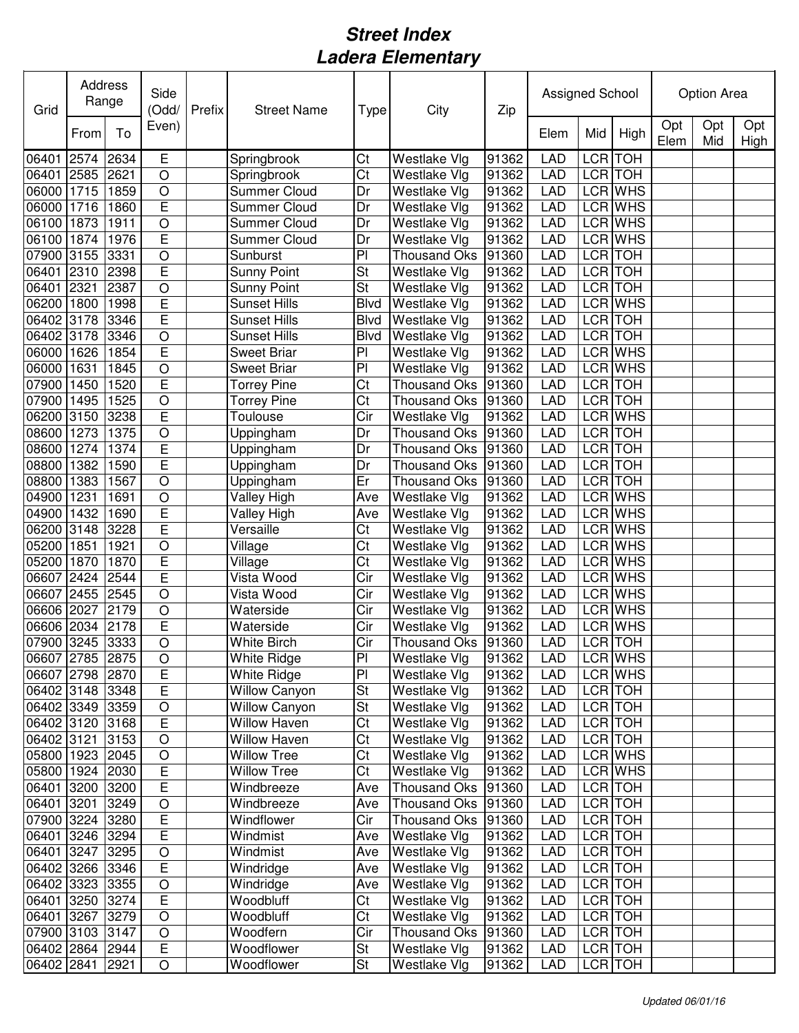# Street Index
# Ladera Elementary

| Grid | Address Range | | Side (Odd/ Even) | Prefix | Street Name | Type | City | Zip | Assigned School | | | Option Area | | |
|---|---|---|---|---|---|---|---|---|---|---|---|---|---|---|
| | From | To | | | | | | | Elem | Mid | High | Opt Elem | Opt Mid | Opt High |
| 06401 | 2574 | 2634 | E | | Springbrook | Ct | Westlake Vlg | 91362 | LAD | LCR | TOH | | | |
| 06401 | 2585 | 2621 | O | | Springbrook | Ct | Westlake Vlg | 91362 | LAD | LCR | TOH | | | |
| 06000 | 1715 | 1859 | O | | Summer Cloud | Dr | Westlake Vlg | 91362 | LAD | LCR | WHS | | | |
| 06000 | 1716 | 1860 | E | | Summer Cloud | Dr | Westlake Vlg | 91362 | LAD | LCR | WHS | | | |
| 06100 | 1873 | 1911 | O | | Summer Cloud | Dr | Westlake Vlg | 91362 | LAD | LCR | WHS | | | |
| 06100 | 1874 | 1976 | E | | Summer Cloud | Dr | Westlake Vlg | 91362 | LAD | LCR | WHS | | | |
| 07900 | 3155 | 3331 | O | | Sunburst | Pl | Thousand Oks | 91360 | LAD | LCR | TOH | | | |
| 06401 | 2310 | 2398 | E | | Sunny Point | St | Westlake Vlg | 91362 | LAD | LCR | TOH | | | |
| 06401 | 2321 | 2387 | O | | Sunny Point | St | Westlake Vlg | 91362 | LAD | LCR | TOH | | | |
| 06200 | 1800 | 1998 | E | | Sunset Hills | Blvd | Westlake Vlg | 91362 | LAD | LCR | WHS | | | |
| 06402 | 3178 | 3346 | E | | Sunset Hills | Blvd | Westlake Vlg | 91362 | LAD | LCR | TOH | | | |
| 06402 | 3178 | 3346 | O | | Sunset Hills | Blvd | Westlake Vlg | 91362 | LAD | LCR | TOH | | | |
| 06000 | 1626 | 1854 | E | | Sweet Briar | Pl | Westlake Vlg | 91362 | LAD | LCR | WHS | | | |
| 06000 | 1631 | 1845 | O | | Sweet Briar | Pl | Westlake Vlg | 91362 | LAD | LCR | WHS | | | |
| 07900 | 1450 | 1520 | E | | Torrey Pine | Ct | Thousand Oks | 91360 | LAD | LCR | TOH | | | |
| 07900 | 1495 | 1525 | O | | Torrey Pine | Ct | Thousand Oks | 91360 | LAD | LCR | TOH | | | |
| 06200 | 3150 | 3238 | E | | Toulouse | Cir | Westlake Vlg | 91362 | LAD | LCR | WHS | | | |
| 08600 | 1273 | 1375 | O | | Uppingham | Dr | Thousand Oks | 91360 | LAD | LCR | TOH | | | |
| 08600 | 1274 | 1374 | E | | Uppingham | Dr | Thousand Oks | 91360 | LAD | LCR | TOH | | | |
| 08800 | 1382 | 1590 | E | | Uppingham | Dr | Thousand Oks | 91360 | LAD | LCR | TOH | | | |
| 08800 | 1383 | 1567 | O | | Uppingham | Er | Thousand Oks | 91360 | LAD | LCR | TOH | | | |
| 04900 | 1231 | 1691 | O | | Valley High | Ave | Westlake Vlg | 91362 | LAD | LCR | WHS | | | |
| 04900 | 1432 | 1690 | E | | Valley High | Ave | Westlake Vlg | 91362 | LAD | LCR | WHS | | | |
| 06200 | 3148 | 3228 | E | | Versaille | Ct | Westlake Vlg | 91362 | LAD | LCR | WHS | | | |
| 05200 | 1851 | 1921 | O | | Village | Ct | Westlake Vlg | 91362 | LAD | LCR | WHS | | | |
| 05200 | 1870 | 1870 | E | | Village | Ct | Westlake Vlg | 91362 | LAD | LCR | WHS | | | |
| 06607 | 2424 | 2544 | E | | Vista Wood | Cir | Westlake Vlg | 91362 | LAD | LCR | WHS | | | |
| 06607 | 2455 | 2545 | O | | Vista Wood | Cir | Westlake Vlg | 91362 | LAD | LCR | WHS | | | |
| 06606 | 2027 | 2179 | O | | Waterside | Cir | Westlake Vlg | 91362 | LAD | LCR | WHS | | | |
| 06606 | 2034 | 2178 | E | | Waterside | Cir | Westlake Vlg | 91362 | LAD | LCR | WHS | | | |
| 07900 | 3245 | 3333 | O | | White Birch | Cir | Thousand Oks | 91360 | LAD | LCR | TOH | | | |
| 06607 | 2785 | 2875 | O | | White Ridge | Pl | Westlake Vlg | 91362 | LAD | LCR | WHS | | | |
| 06607 | 2798 | 2870 | E | | White Ridge | Pl | Westlake Vlg | 91362 | LAD | LCR | WHS | | | |
| 06402 | 3148 | 3348 | E | | Willow Canyon | St | Westlake Vlg | 91362 | LAD | LCR | TOH | | | |
| 06402 | 3349 | 3359 | O | | Willow Canyon | St | Westlake Vlg | 91362 | LAD | LCR | TOH | | | |
| 06402 | 3120 | 3168 | E | | Willow Haven | Ct | Westlake Vlg | 91362 | LAD | LCR | TOH | | | |
| 06402 | 3121 | 3153 | O | | Willow Haven | Ct | Westlake Vlg | 91362 | LAD | LCR | TOH | | | |
| 05800 | 1923 | 2045 | O | | Willow Tree | Ct | Westlake Vlg | 91362 | LAD | LCR | WHS | | | |
| 05800 | 1924 | 2030 | E | | Willow Tree | Ct | Westlake Vlg | 91362 | LAD | LCR | WHS | | | |
| 06401 | 3200 | 3200 | E | | Windbreeze | Ave | Thousand Oks | 91360 | LAD | LCR | TOH | | | |
| 06401 | 3201 | 3249 | O | | Windbreeze | Ave | Thousand Oks | 91360 | LAD | LCR | TOH | | | |
| 07900 | 3224 | 3280 | E | | Windflower | Cir | Thousand Oks | 91360 | LAD | LCR | TOH | | | |
| 06401 | 3246 | 3294 | E | | Windmist | Ave | Westlake Vlg | 91362 | LAD | LCR | TOH | | | |
| 06401 | 3247 | 3295 | O | | Windmist | Ave | Westlake Vlg | 91362 | LAD | LCR | TOH | | | |
| 06402 | 3266 | 3346 | E | | Windridge | Ave | Westlake Vlg | 91362 | LAD | LCR | TOH | | | |
| 06402 | 3323 | 3355 | O | | Windridge | Ave | Westlake Vlg | 91362 | LAD | LCR | TOH | | | |
| 06401 | 3250 | 3274 | E | | Woodbluff | Ct | Westlake Vlg | 91362 | LAD | LCR | TOH | | | |
| 06401 | 3267 | 3279 | O | | Woodbluff | Ct | Westlake Vlg | 91362 | LAD | LCR | TOH | | | |
| 07900 | 3103 | 3147 | O | | Woodfern | Cir | Thousand Oks | 91360 | LAD | LCR | TOH | | | |
| 06402 | 2864 | 2944 | E | | Woodflower | St | Westlake Vlg | 91362 | LAD | LCR | TOH | | | |
| 06402 | 2841 | 2921 | O | | Woodflower | St | Westlake Vlg | 91362 | LAD | LCR | TOH | | | |

*Updated 06/01/16*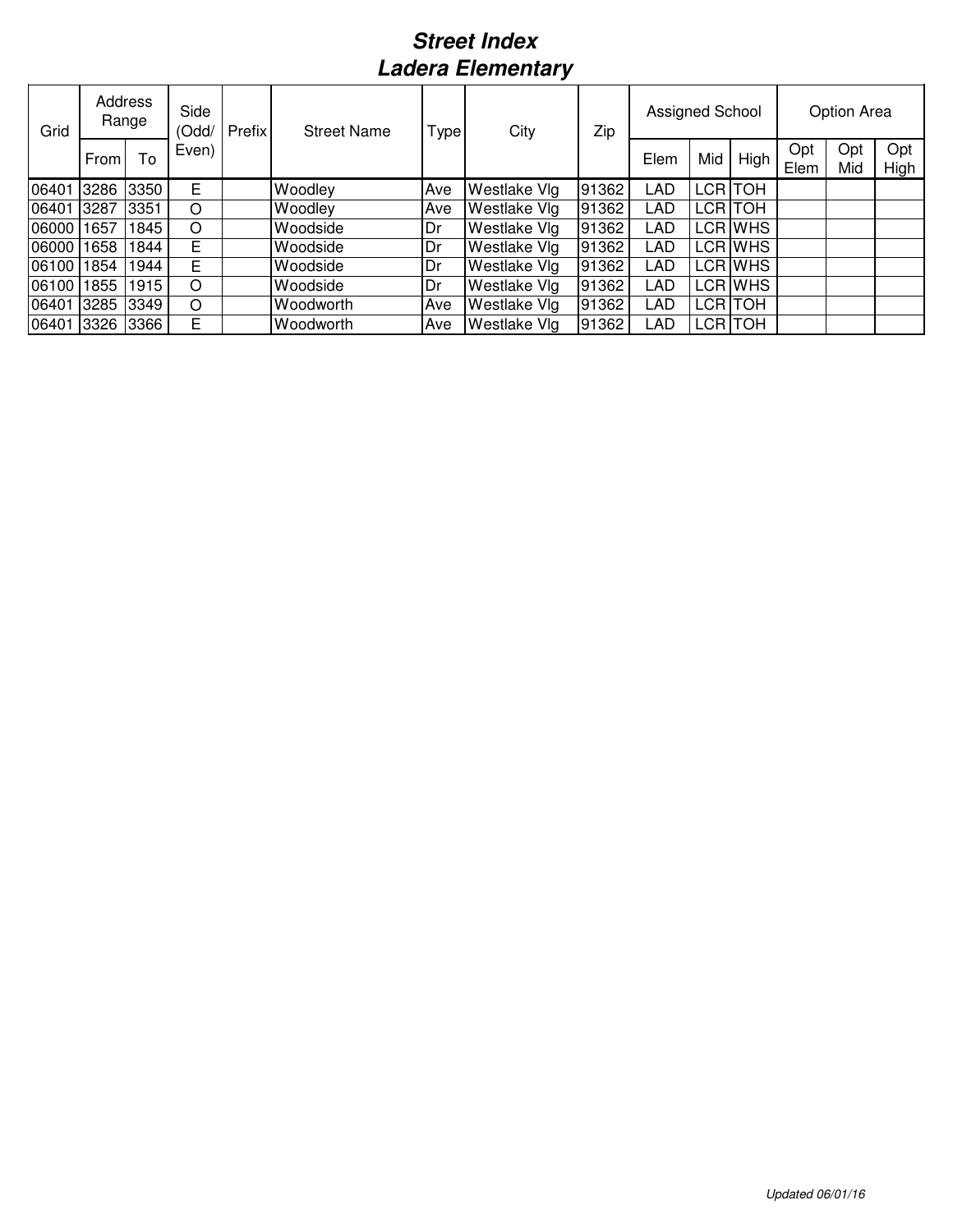# Street Index
## Ladera Elementary

| Grid | Address Range | | Side (Odd/ Even) | Prefix | Street Name | Type | City | Zip | Assigned School | | | Option Area | | |
|---|---|---|---|---|---|---|---|---|---|---|---|---|---|---|
| | From | To | | | | | | | Elem | Mid | High | Opt Elem | Opt Mid | Opt High |
| 06401 | 3286 | 3350 | E | | Woodley | Ave | Westlake Vlg | 91362 | LAD | LCR | TOH | | | |
| 06401 | 3287 | 3351 | O | | Woodley | Ave | Westlake Vlg | 91362 | LAD | LCR | TOH | | | |
| 06000 | 1657 | 1845 | O | | Woodside | Dr | Westlake Vlg | 91362 | LAD | LCR | WHS | | | |
| 06000 | 1658 | 1844 | E | | Woodside | Dr | Westlake Vlg | 91362 | LAD | LCR | WHS | | | |
| 06100 | 1854 | 1944 | E | | Woodside | Dr | Westlake Vlg | 91362 | LAD | LCR | WHS | | | |
| 06100 | 1855 | 1915 | O | | Woodside | Dr | Westlake Vlg | 91362 | LAD | LCR | WHS | | | |
| 06401 | 3285 | 3349 | O | | Woodworth | Ave | Westlake Vlg | 91362 | LAD | LCR | TOH | | | |
| 06401 | 3326 | 3366 | E | | Woodworth | Ave | Westlake Vlg | 91362 | LAD | LCR | TOH | | | |

*Updated 06/01/16*